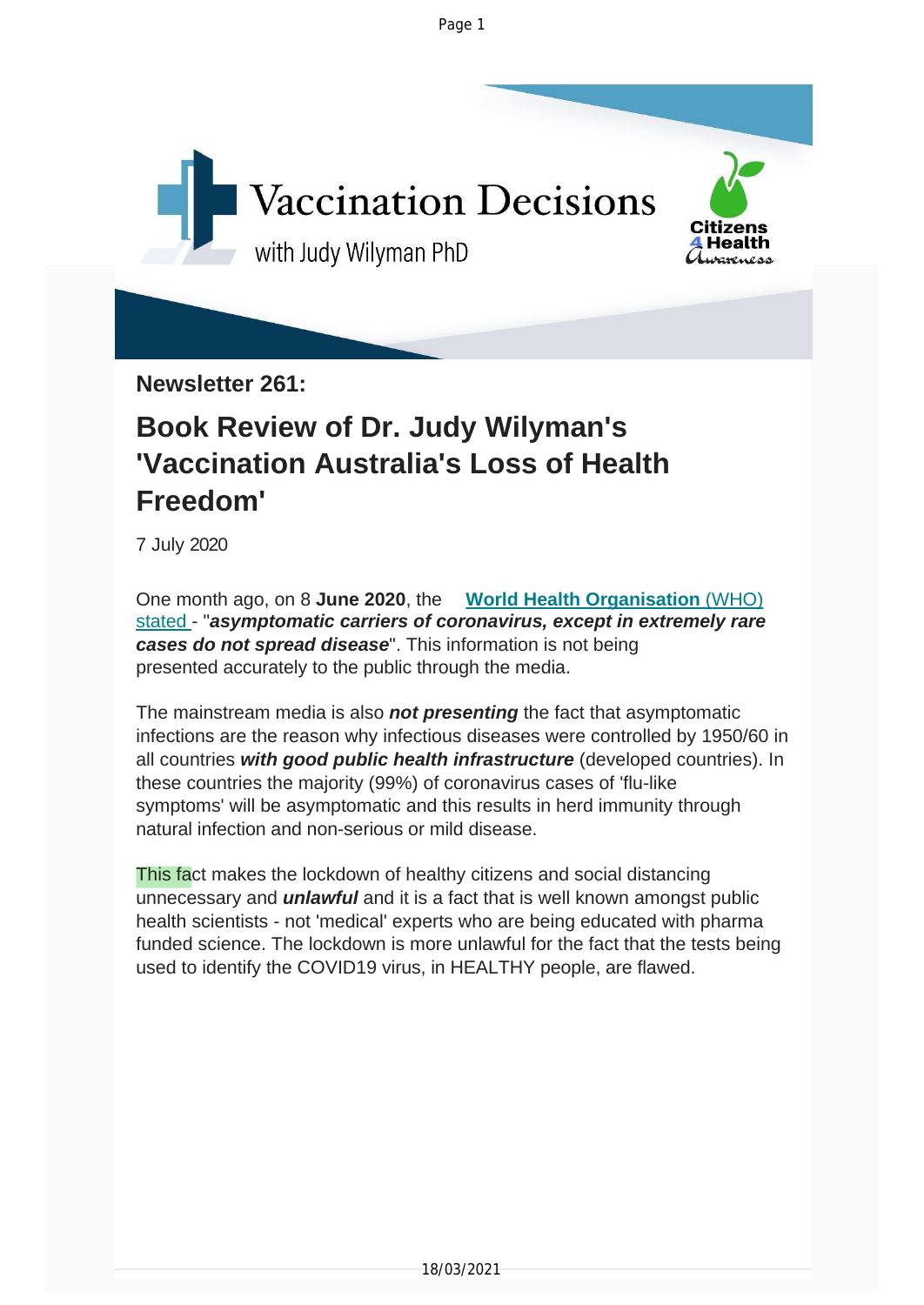Vaccination Decisions

with Judy Wilyman PhD

Citizens 4 Health Awareness

**Newsletter 261:**

# Book Review of Dr. Judy Wilyman's 'Vaccination Australia's Loss of Health Freedom'

7 July 2020

One month ago, on 8 **June 2020**, the **World Health Organisation** (WHO) stated - "***asymptomatic carriers of coronavirus, except in extremely rare cases do not spread disease***". This information is not being presented accurately to the public through the media.

The mainstream media is also ***not presenting*** the fact that asymptomatic infections are the reason why infectious diseases were controlled by 1950/60 in all countries ***with good public health infrastructure*** (developed countries). In these countries the majority (99%) of coronavirus cases of 'flu-like symptoms' will be asymptomatic and this results in herd immunity through natural infection and non-serious or mild disease.

This fact makes the lockdown of healthy citizens and social distancing unnecessary and ***unlawful*** and it is a fact that is well known amongst public health scientists - not 'medical' experts who are being educated with pharma funded science. The lockdown is more unlawful for the fact that the tests being used to identify the COVID19 virus, in HEALTHY people, are flawed.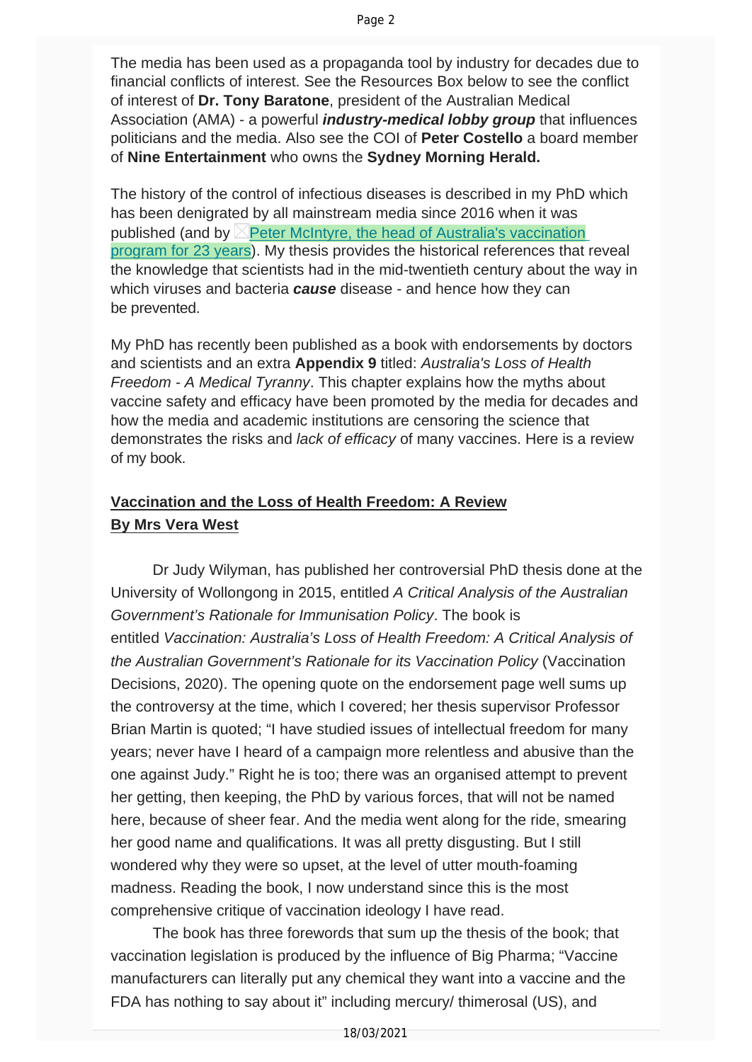The media has been used as a propaganda tool by industry for decades due to financial conflicts of interest. See the Resources Box below to see the conflict of interest of **Dr. Tony Baratone**, president of the Australian Medical Association (AMA) - a powerful ***industry-medical lobby group*** that influences politicians and the media. Also see the COI of **Peter Costello** a board member of **Nine Entertainment** who owns the **Sydney Morning Herald.**

The history of the control of infectious diseases is described in my PhD which has been denigrated by all mainstream media since 2016 when it was published (and by Peter McIntyre, the head of Australia's vaccination program for 23 years). My thesis provides the historical references that reveal the knowledge that scientists had in the mid-twentieth century about the way in which viruses and bacteria ***cause*** disease - and hence how they can be prevented.

My PhD has recently been published as a book with endorsements by doctors and scientists and an extra **Appendix 9** titled: *Australia's Loss of Health Freedom - A Medical Tyranny*. This chapter explains how the myths about vaccine safety and efficacy have been promoted by the media for decades and how the media and academic institutions are censoring the science that demonstrates the risks and *lack of efficacy* of many vaccines. Here is a review of my book.

**Vaccination and the Loss of Health Freedom: A Review**
**By Mrs Vera West**

Dr Judy Wilyman, has published her controversial PhD thesis done at the University of Wollongong in 2015, entitled *A Critical Analysis of the Australian Government's Rationale for Immunisation Policy*. The book is entitled *Vaccination: Australia's Loss of Health Freedom: A Critical Analysis of the Australian Government's Rationale for its Vaccination Policy* (Vaccination Decisions, 2020). The opening quote on the endorsement page well sums up the controversy at the time, which I covered; her thesis supervisor Professor Brian Martin is quoted; "I have studied issues of intellectual freedom for many years; never have I heard of a campaign more relentless and abusive than the one against Judy." Right he is too; there was an organised attempt to prevent her getting, then keeping, the PhD by various forces, that will not be named here, because of sheer fear. And the media went along for the ride, smearing her good name and qualifications. It was all pretty disgusting. But I still wondered why they were so upset, at the level of utter mouth-foaming madness. Reading the book, I now understand since this is the most comprehensive critique of vaccination ideology I have read.

The book has three forewords that sum up the thesis of the book; that vaccination legislation is produced by the influence of Big Pharma; "Vaccine manufacturers can literally put any chemical they want into a vaccine and the FDA has nothing to say about it" including mercury/ thimerosal (US), and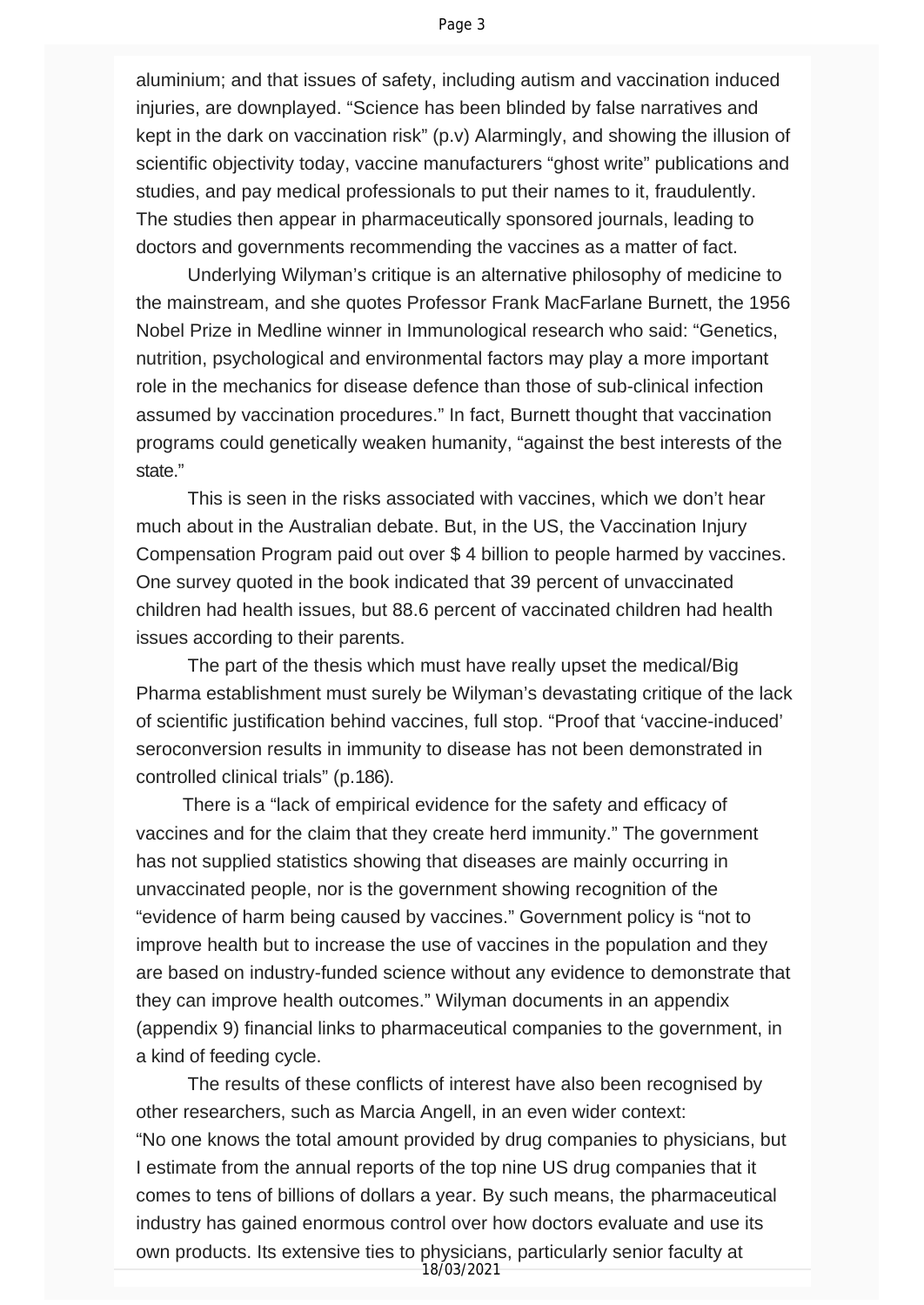aluminium; and that issues of safety, including autism and vaccination induced injuries, are downplayed. “Science has been blinded by false narratives and kept in the dark on vaccination risk” (p.v) Alarmingly, and showing the illusion of scientific objectivity today, vaccine manufacturers “ghost write” publications and studies, and pay medical professionals to put their names to it, fraudulently. The studies then appear in pharmaceutically sponsored journals, leading to doctors and governments recommending the vaccines as a matter of fact.

Underlying Wilyman’s critique is an alternative philosophy of medicine to the mainstream, and she quotes Professor Frank MacFarlane Burnett, the 1956 Nobel Prize in Medline winner in Immunological research who said: “Genetics, nutrition, psychological and environmental factors may play a more important role in the mechanics for disease defence than those of sub-clinical infection assumed by vaccination procedures.” In fact, Burnett thought that vaccination programs could genetically weaken humanity, “against the best interests of the state.”

This is seen in the risks associated with vaccines, which we don’t hear much about in the Australian debate. But, in the US, the Vaccination Injury Compensation Program paid out over $ 4 billion to people harmed by vaccines. One survey quoted in the book indicated that 39 percent of unvaccinated children had health issues, but 88.6 percent of vaccinated children had health issues according to their parents.

The part of the thesis which must have really upset the medical/Big Pharma establishment must surely be Wilyman’s devastating critique of the lack of scientific justification behind vaccines, full stop. “Proof that ‘vaccine-induced’ seroconversion results in immunity to disease has not been demonstrated in controlled clinical trials” (p.186).

There is a “lack of empirical evidence for the safety and efficacy of vaccines and for the claim that they create herd immunity.” The government has not supplied statistics showing that diseases are mainly occurring in unvaccinated people, nor is the government showing recognition of the “evidence of harm being caused by vaccines.” Government policy is “not to improve health but to increase the use of vaccines in the population and they are based on industry-funded science without any evidence to demonstrate that they can improve health outcomes.” Wilyman documents in an appendix (appendix 9) financial links to pharmaceutical companies to the government, in a kind of feeding cycle.

The results of these conflicts of interest have also been recognised by other researchers, such as Marcia Angell, in an even wider context: “No one knows the total amount provided by drug companies to physicians, but I estimate from the annual reports of the top nine US drug companies that it comes to tens of billions of dollars a year. By such means, the pharmaceutical industry has gained enormous control over how doctors evaluate and use its own products. Its extensive ties to physicians, particularly senior faculty at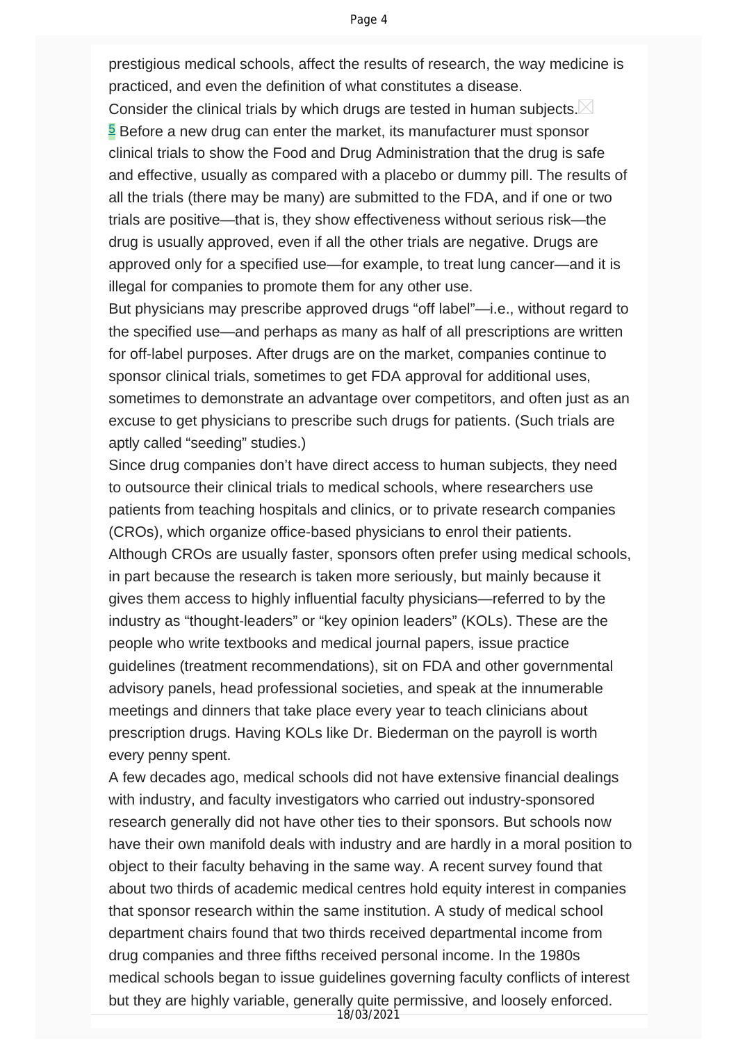prestigious medical schools, affect the results of research, the way medicine is practiced, and even the definition of what constitutes a disease.

Consider the clinical trials by which drugs are tested in human subjects.[5] Before a new drug can enter the market, its manufacturer must sponsor clinical trials to show the Food and Drug Administration that the drug is safe and effective, usually as compared with a placebo or dummy pill. The results of all the trials (there may be many) are submitted to the FDA, and if one or two trials are positive—that is, they show effectiveness without serious risk—the drug is usually approved, even if all the other trials are negative. Drugs are approved only for a specified use—for example, to treat lung cancer—and it is illegal for companies to promote them for any other use.

But physicians may prescribe approved drugs "off label"—i.e., without regard to the specified use—and perhaps as many as half of all prescriptions are written for off-label purposes. After drugs are on the market, companies continue to sponsor clinical trials, sometimes to get FDA approval for additional uses, sometimes to demonstrate an advantage over competitors, and often just as an excuse to get physicians to prescribe such drugs for patients. (Such trials are aptly called "seeding" studies.)

Since drug companies don't have direct access to human subjects, they need to outsource their clinical trials to medical schools, where researchers use patients from teaching hospitals and clinics, or to private research companies (CROs), which organize office-based physicians to enrol their patients. Although CROs are usually faster, sponsors often prefer using medical schools, in part because the research is taken more seriously, but mainly because it gives them access to highly influential faculty physicians—referred to by the industry as "thought-leaders" or "key opinion leaders" (KOLs). These are the people who write textbooks and medical journal papers, issue practice guidelines (treatment recommendations), sit on FDA and other governmental advisory panels, head professional societies, and speak at the innumerable meetings and dinners that take place every year to teach clinicians about prescription drugs. Having KOLs like Dr. Biederman on the payroll is worth every penny spent.

A few decades ago, medical schools did not have extensive financial dealings with industry, and faculty investigators who carried out industry-sponsored research generally did not have other ties to their sponsors. But schools now have their own manifold deals with industry and are hardly in a moral position to object to their faculty behaving in the same way. A recent survey found that about two thirds of academic medical centres hold equity interest in companies that sponsor research within the same institution. A study of medical school department chairs found that two thirds received departmental income from drug companies and three fifths received personal income. In the 1980s medical schools began to issue guidelines governing faculty conflicts of interest but they are highly variable, generally quite permissive, and loosely enforced.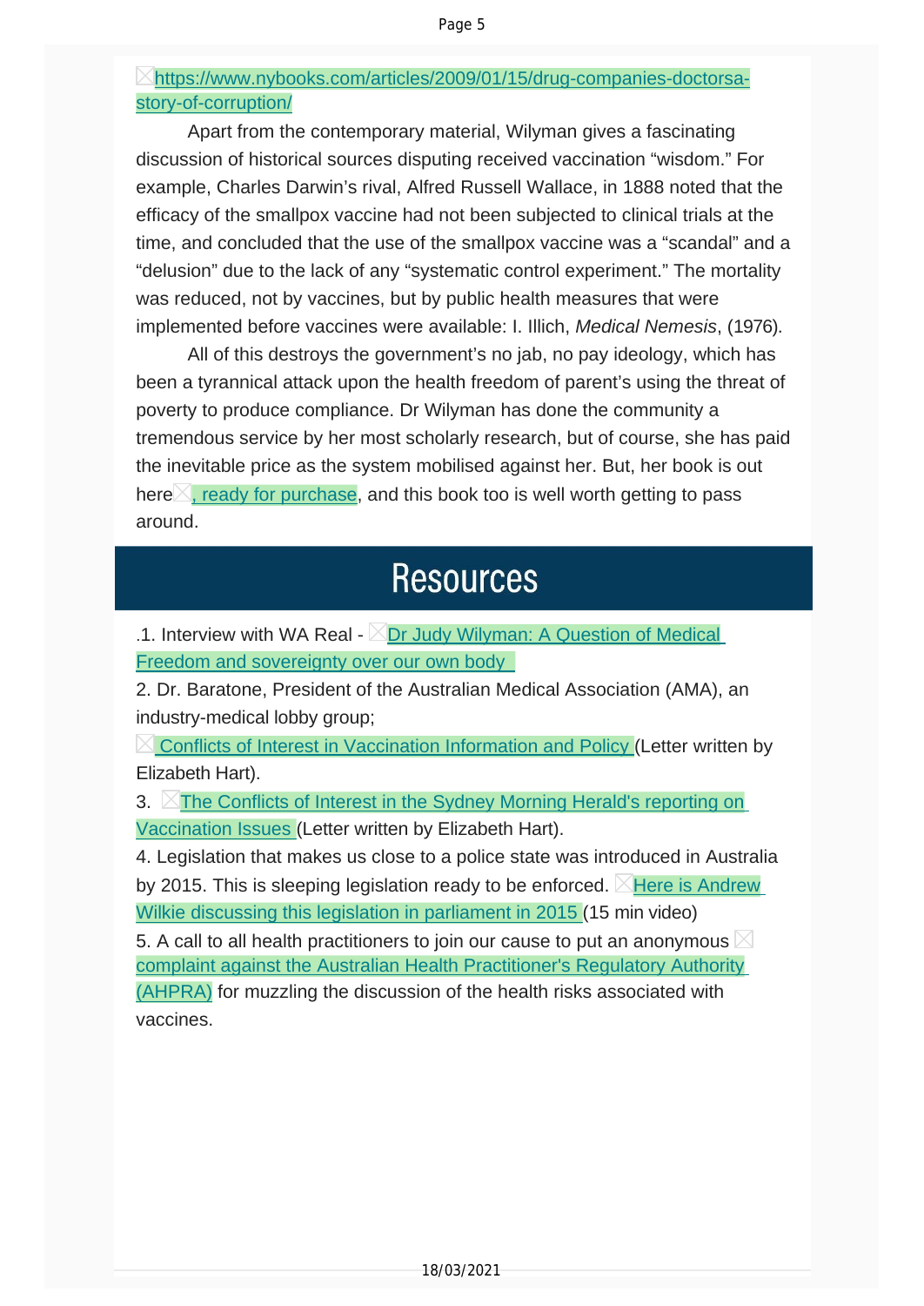https://www.nybooks.com/articles/2009/01/15/drug-companies-doctorsa-story-of-corruption/

Apart from the contemporary material, Wilyman gives a fascinating discussion of historical sources disputing received vaccination "wisdom." For example, Charles Darwin's rival, Alfred Russell Wallace, in 1888 noted that the efficacy of the smallpox vaccine had not been subjected to clinical trials at the time, and concluded that the use of the smallpox vaccine was a "scandal" and a "delusion" due to the lack of any "systematic control experiment." The mortality was reduced, not by vaccines, but by public health measures that were implemented before vaccines were available: I. Illich, *Medical Nemesis*, (1976).

All of this destroys the government's no jab, no pay ideology, which has been a tyrannical attack upon the health freedom of parent's using the threat of poverty to produce compliance. Dr Wilyman has done the community a tremendous service by her most scholarly research, but of course, she has paid the inevitable price as the system mobilised against her. But, her book is out here, ready for purchase, and this book too is well worth getting to pass around.

## Resources

.1. Interview with WA Real - Dr Judy Wilyman: A Question of Medical Freedom and sovereignty over our own body

2. Dr. Baratone, President of the Australian Medical Association (AMA), an industry-medical lobby group;
Conflicts of Interest in Vaccination Information and Policy (Letter written by Elizabeth Hart).

3. The Conflicts of Interest in the Sydney Morning Herald's reporting on Vaccination Issues (Letter written by Elizabeth Hart).

4. Legislation that makes us close to a police state was introduced in Australia by 2015. This is sleeping legislation ready to be enforced. Here is Andrew Wilkie discussing this legislation in parliament in 2015 (15 min video)

5. A call to all health practitioners to join our cause to put an anonymous complaint against the Australian Health Practitioner's Regulatory Authority (AHPRA) for muzzling the discussion of the health risks associated with vaccines.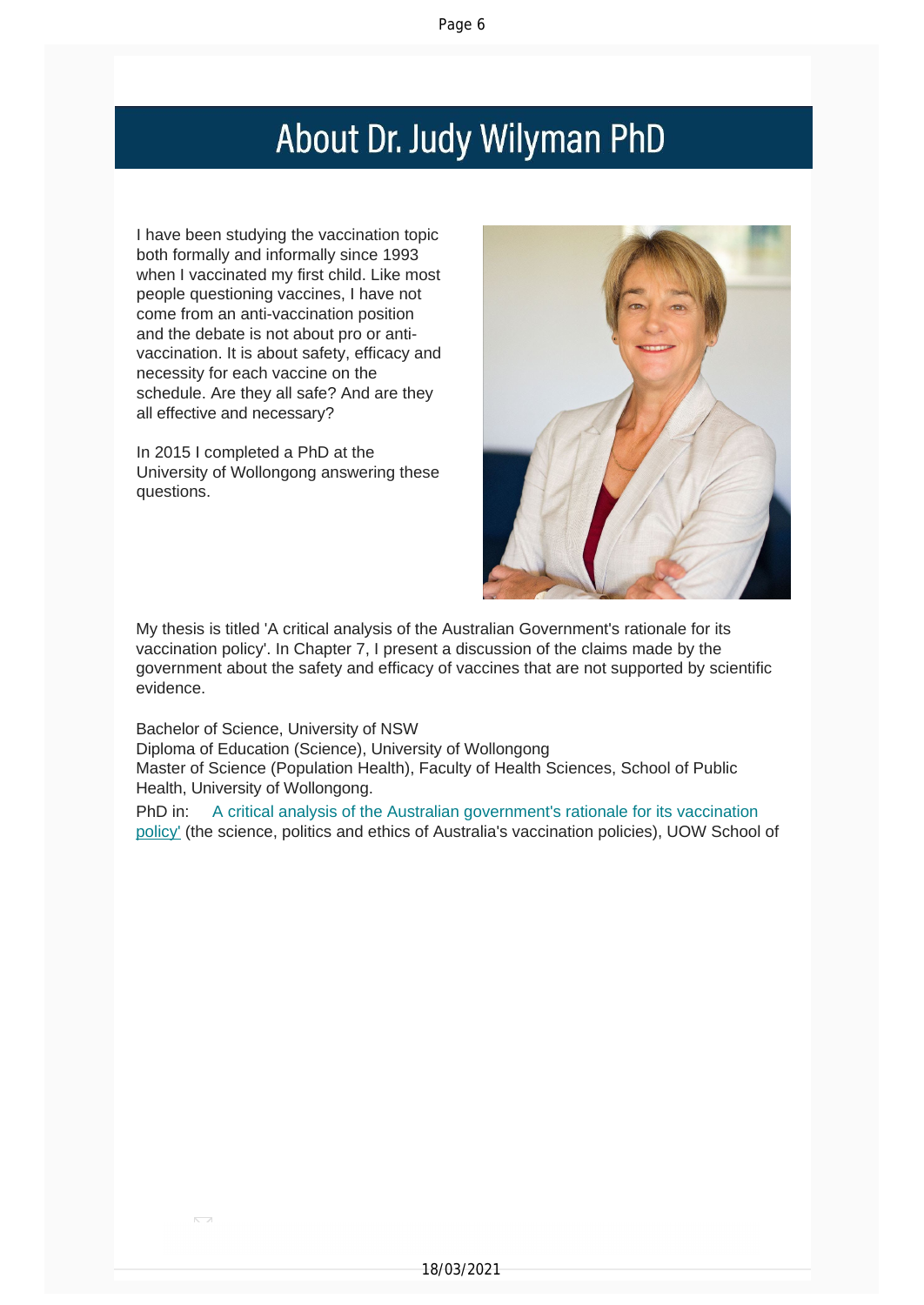# About Dr. Judy Wilyman PhD

I have been studying the vaccination topic both formally and informally since 1993 when I vaccinated my first child. Like most people questioning vaccines, I have not come from an anti-vaccination position and the debate is not about pro or anti-vaccination. It is about safety, efficacy and necessity for each vaccine on the schedule. Are they all safe? And are they all effective and necessary?

In 2015 I completed a PhD at the University of Wollongong answering these questions.

My thesis is titled 'A critical analysis of the Australian Government's rationale for its vaccination policy'. In Chapter 7, I present a discussion of the claims made by the government about the safety and efficacy of vaccines that are not supported by scientific evidence.

Bachelor of Science, University of NSW
Diploma of Education (Science), University of Wollongong
Master of Science (Population Health), Faculty of Health Sciences, School of Public Health, University of Wollongong.

PhD in: A critical analysis of the Australian government's rationale for its vaccination policy' (the science, politics and ethics of Australia's vaccination policies), UOW School of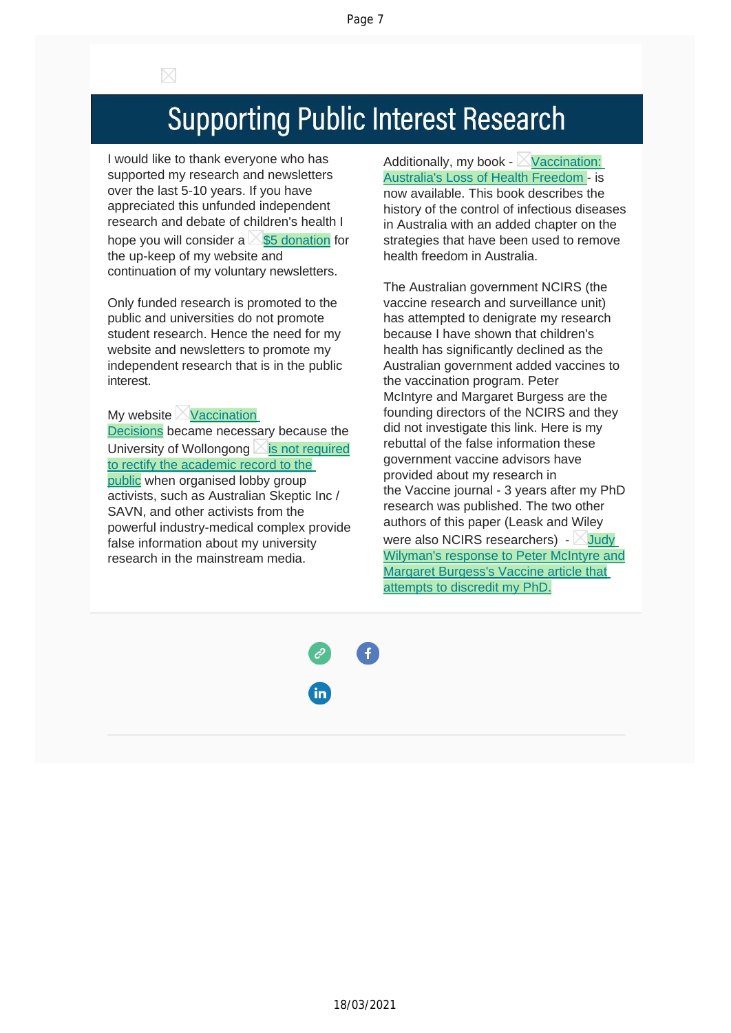# Supporting Public Interest Research

I would like to thank everyone who has supported my research and newsletters over the last 5-10 years. If you have appreciated this unfunded independent research and debate of children's health I hope you will consider a $5 donation for the up-keep of my website and continuation of my voluntary newsletters.

Only funded research is promoted to the public and universities do not promote student research. Hence the need for my website and newsletters to promote my independent research that is in the public interest.

My website Vaccination Decisions became necessary because the University of Wollongong is not required to rectify the academic record to the public when organised lobby group activists, such as Australian Skeptic Inc / SAVN, and other activists from the powerful industry-medical complex provide false information about my university research in the mainstream media.

Additionally, my book - Vaccination: Australia's Loss of Health Freedom - is now available. This book describes the history of the control of infectious diseases in Australia with an added chapter on the strategies that have been used to remove health freedom in Australia.

The Australian government NCIRS (the vaccine research and surveillance unit) has attempted to denigrate my research because I have shown that children's health has significantly declined as the Australian government added vaccines to the vaccination program. Peter McIntyre and Margaret Burgess are the founding directors of the NCIRS and they did not investigate this link. Here is my rebuttal of the false information these government vaccine advisors have provided about my research in the Vaccine journal - 3 years after my PhD research was published. The two other authors of this paper (Leask and Wiley were also NCIRS researchers) - Judy Wilyman's response to Peter McIntyre and Margaret Burgess's Vaccine article that attempts to discredit my PhD.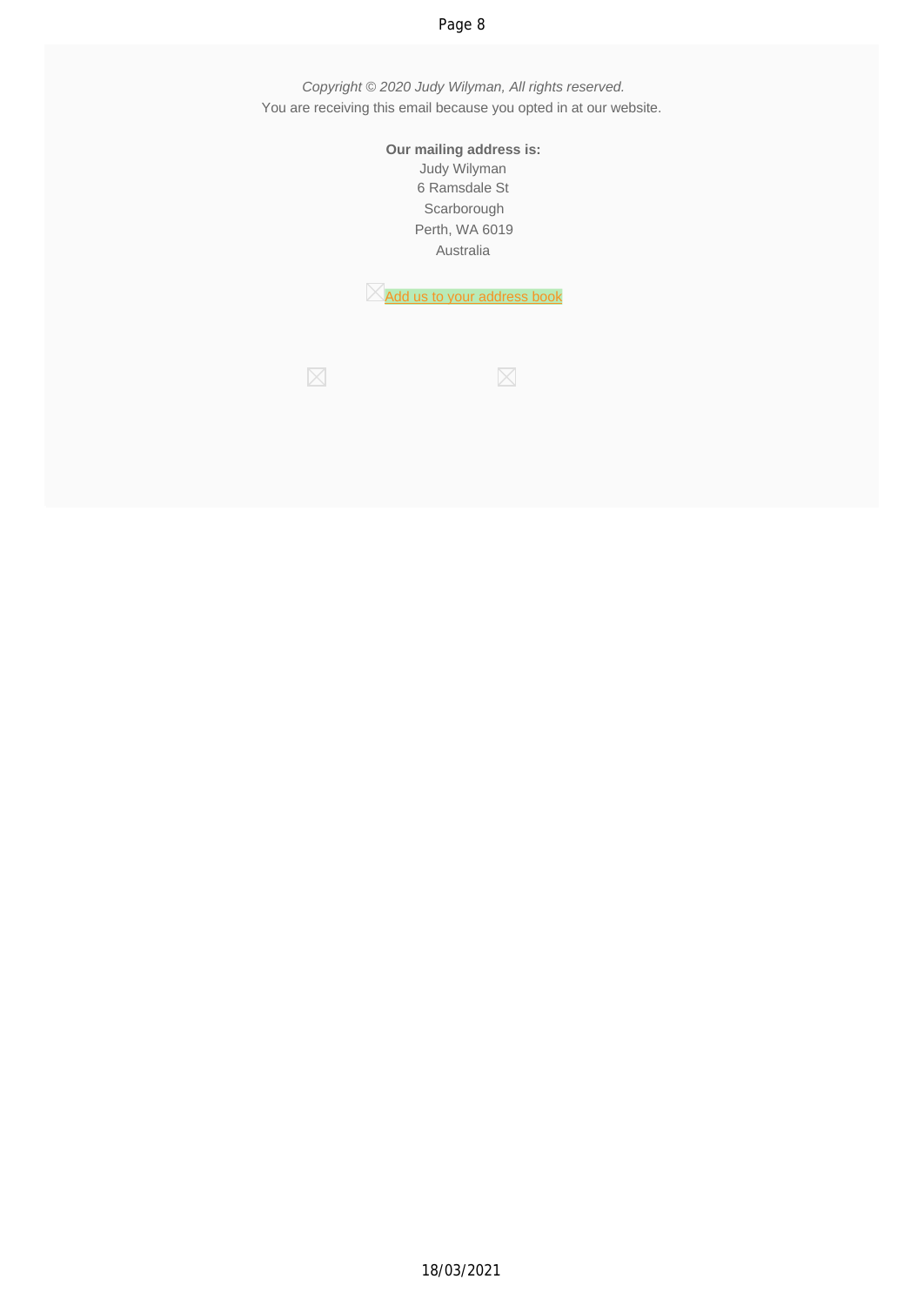*Copyright © 2020 Judy Wilyman, All rights reserved.*
You are receiving this email because you opted in at our website.

**Our mailing address is:**
Judy Wilyman
6 Ramsdale St
Scarborough
Perth, WA 6019
Australia

Add us to your address book